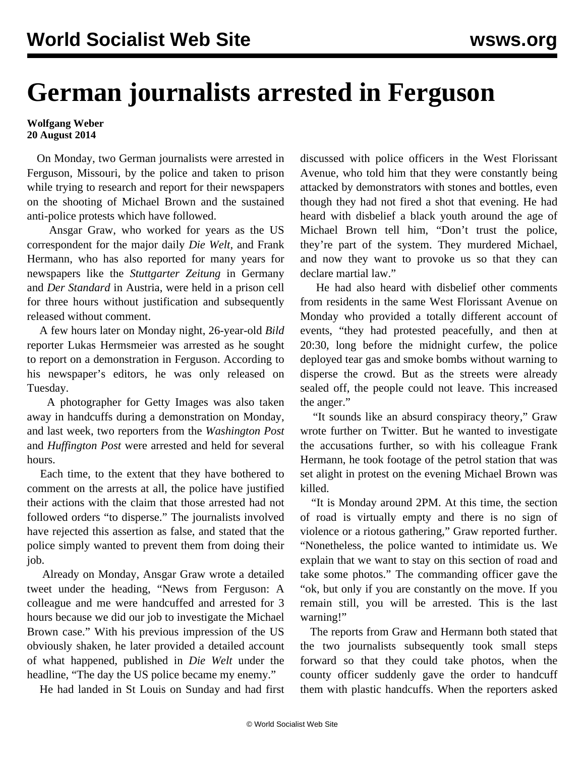# German journalists arrested in Ferguson

**Wolfgang Weber**
**20 August 2014**

On Monday, two German journalists were arrested in Ferguson, Missouri, by the police and taken to prison while trying to research and report for their newspapers on the shooting of Michael Brown and the sustained anti-police protests which have followed.

Ansgar Graw, who worked for years as the US correspondent for the major daily *Die Welt*, and Frank Hermann, who has also reported for many years for newspapers like the *Stuttgarter Zeitung* in Germany and *Der Standard* in Austria, were held in a prison cell for three hours without justification and subsequently released without comment.

A few hours later on Monday night, 26-year-old *Bild* reporter Lukas Hermsmeier was arrested as he sought to report on a demonstration in Ferguson. According to his newspaper's editors, he was only released on Tuesday.

A photographer for Getty Images was also taken away in handcuffs during a demonstration on Monday, and last week, two reporters from the *Washington Post* and *Huffington Post* were arrested and held for several hours.

Each time, to the extent that they have bothered to comment on the arrests at all, the police have justified their actions with the claim that those arrested had not followed orders "to disperse." The journalists involved have rejected this assertion as false, and stated that the police simply wanted to prevent them from doing their job.

Already on Monday, Ansgar Graw wrote a detailed tweet under the heading, "News from Ferguson: A colleague and me were handcuffed and arrested for 3 hours because we did our job to investigate the Michael Brown case." With his previous impression of the US obviously shaken, he later provided a detailed account of what happened, published in *Die Welt* under the headline, "The day the US police became my enemy."

He had landed in St Louis on Sunday and had first discussed with police officers in the West Florissant Avenue, who told him that they were constantly being attacked by demonstrators with stones and bottles, even though they had not fired a shot that evening. He had heard with disbelief a black youth around the age of Michael Brown tell him, "Don't trust the police, they're part of the system. They murdered Michael, and now they want to provoke us so that they can declare martial law."

He had also heard with disbelief other comments from residents in the same West Florissant Avenue on Monday who provided a totally different account of events, "they had protested peacefully, and then at 20:30, long before the midnight curfew, the police deployed tear gas and smoke bombs without warning to disperse the crowd. But as the streets were already sealed off, the people could not leave. This increased the anger."

"It sounds like an absurd conspiracy theory," Graw wrote further on Twitter. But he wanted to investigate the accusations further, so with his colleague Frank Hermann, he took footage of the petrol station that was set alight in protest on the evening Michael Brown was killed.

"It is Monday around 2PM. At this time, the section of road is virtually empty and there is no sign of violence or a riotous gathering," Graw reported further. "Nonetheless, the police wanted to intimidate us. We explain that we want to stay on this section of road and take some photos." The commanding officer gave the "ok, but only if you are constantly on the move. If you remain still, you will be arrested. This is the last warning!"

The reports from Graw and Hermann both stated that the two journalists subsequently took small steps forward so that they could take photos, when the county officer suddenly gave the order to handcuff them with plastic handcuffs. When the reporters asked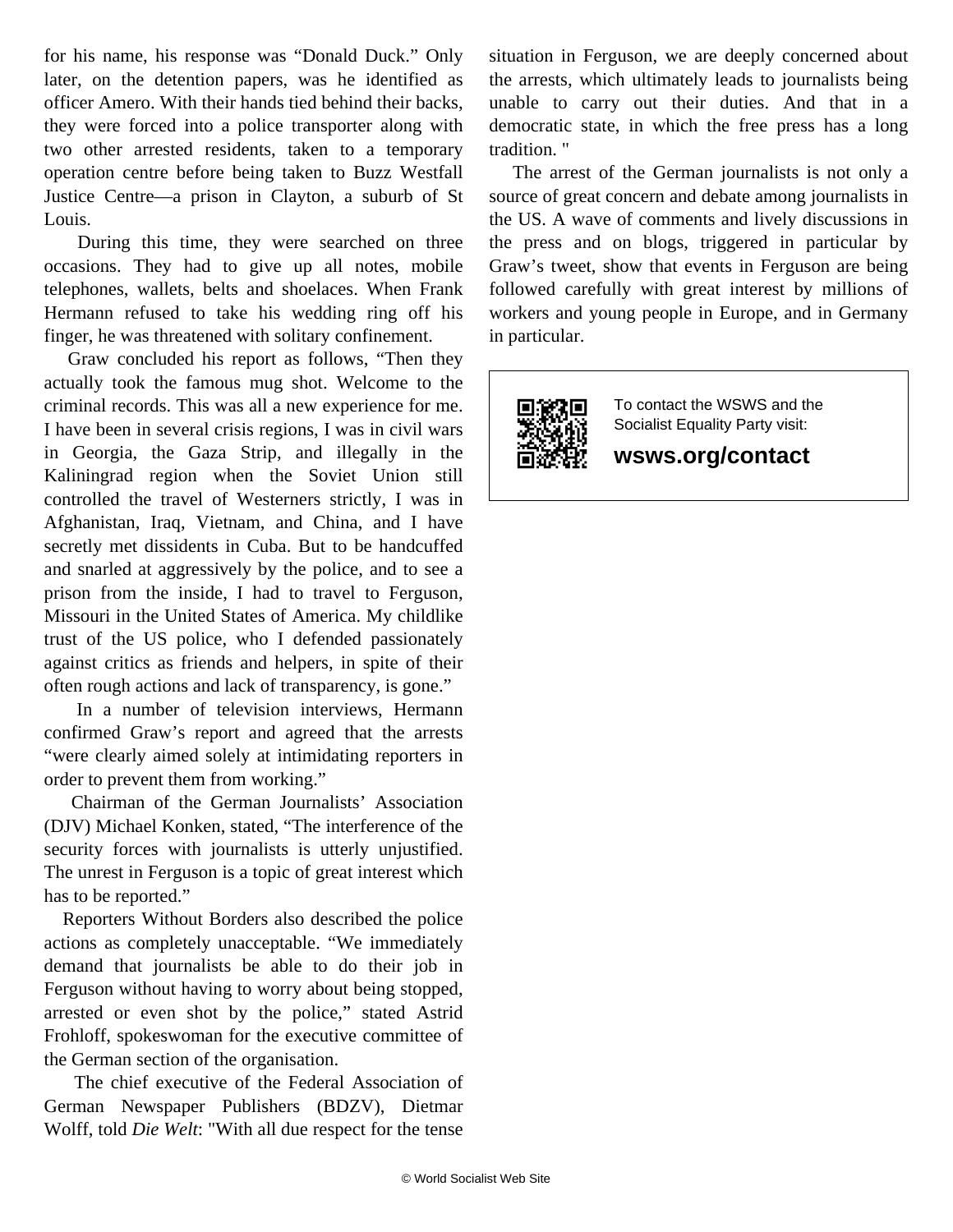for his name, his response was "Donald Duck." Only later, on the detention papers, was he identified as officer Amero. With their hands tied behind their backs, they were forced into a police transporter along with two other arrested residents, taken to a temporary operation centre before being taken to Buzz Westfall Justice Centre—a prison in Clayton, a suburb of St Louis.

During this time, they were searched on three occasions. They had to give up all notes, mobile telephones, wallets, belts and shoelaces. When Frank Hermann refused to take his wedding ring off his finger, he was threatened with solitary confinement.

Graw concluded his report as follows, "Then they actually took the famous mug shot. Welcome to the criminal records. This was all a new experience for me. I have been in several crisis regions, I was in civil wars in Georgia, the Gaza Strip, and illegally in the Kaliningrad region when the Soviet Union still controlled the travel of Westerners strictly, I was in Afghanistan, Iraq, Vietnam, and China, and I have secretly met dissidents in Cuba. But to be handcuffed and snarled at aggressively by the police, and to see a prison from the inside, I had to travel to Ferguson, Missouri in the United States of America. My childlike trust of the US police, who I defended passionately against critics as friends and helpers, in spite of their often rough actions and lack of transparency, is gone."

In a number of television interviews, Hermann confirmed Graw's report and agreed that the arrests "were clearly aimed solely at intimidating reporters in order to prevent them from working."

Chairman of the German Journalists' Association (DJV) Michael Konken, stated, "The interference of the security forces with journalists is utterly unjustified. The unrest in Ferguson is a topic of great interest which has to be reported."

Reporters Without Borders also described the police actions as completely unacceptable. "We immediately demand that journalists be able to do their job in Ferguson without having to worry about being stopped, arrested or even shot by the police," stated Astrid Frohloff, spokeswoman for the executive committee of the German section of the organisation.

The chief executive of the Federal Association of German Newspaper Publishers (BDZV), Dietmar Wolff, told *Die Welt*: "With all due respect for the tense situation in Ferguson, we are deeply concerned about the arrests, which ultimately leads to journalists being unable to carry out their duties. And that in a democratic state, in which the free press has a long tradition. "

The arrest of the German journalists is not only a source of great concern and debate among journalists in the US. A wave of comments and lively discussions in the press and on blogs, triggered in particular by Graw's tweet, show that events in Ferguson are being followed carefully with great interest by millions of workers and young people in Europe, and in Germany in particular.

To contact the WSWS and the Socialist Equality Party visit:

**wsws.org/contact**